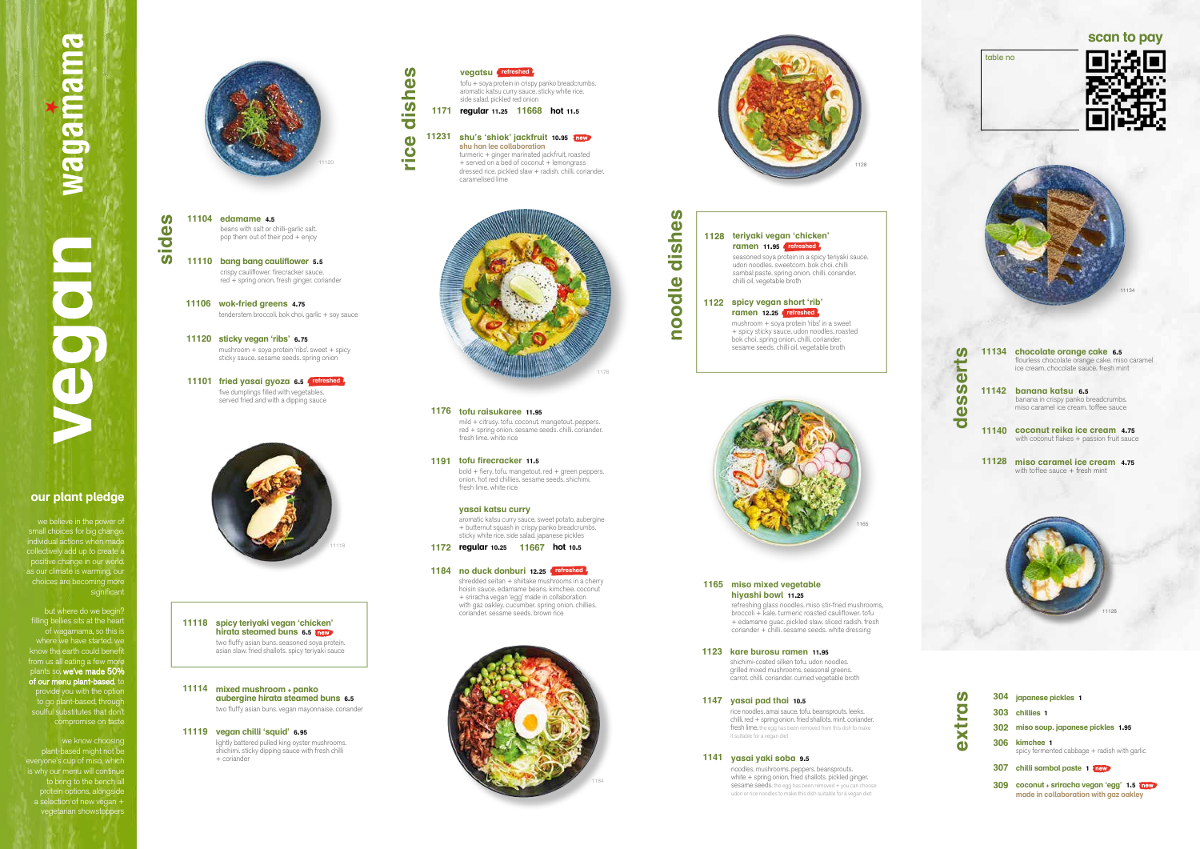# wagamama

# vegan

## our plant pledge

we believe in the power of small choices for big change. individual actions when made collectively add up to create a positive change in our world. as our climate is warming, our choices are becoming more significant

but where do we begin? filling bellies sits at the heart of wagamama, so this is where we have started. we know the earth could benefit from us all eating a few more plants so **we've made 50% of our menu plant-based**, to provide you with the option to go plant-based, through soulful substitutes that don't compromise on taste

we know choosing plant-based might not be everyone's cup of miso, which is why our menu will continue to bring to the bench all protein options, alongside a selection of new vegan + vegetarian showstoppers

## sides

**11104 edamame 4.5**
beans with salt or chilli-garlic salt. pop them out of their pod + enjoy

**11110 bang bang cauliflower 5.5**
crispy cauliflower. firecracker sauce. red + spring onion. fresh ginger. coriander

**11106 wok-fried greens 4.75**
tenderstem broccoli. bok choi. garlic + soy sauce

**11120 sticky vegan 'ribs' 6.75**
mushroom + soya protein 'ribs'. sweet + spicy sticky sauce. sesame seeds. spring onion

**11101 fried yasai gyoza 6.5** *refreshed*
five dumplings filled with vegetables. served fried and with a dipping sauce

**11118 spicy teriyaki vegan 'chicken' hirata steamed buns 6.5** *new*
two fluffy asian buns. seasoned soya protein. asian slaw. fried shallots. spicy teriyaki sauce

**11114 mixed mushroom + panko aubergine hirata steamed buns 6.5**
two fluffy asian buns. vegan mayonnaise. coriander

**11119 vegan chilli 'squid' 6.95**
lightly battered pulled king oyster mushrooms. shichimi. sticky dipping sauce with fresh chilli + coriander

## rice dishes

**vegatsu** *refreshed*
tofu + soya protein in crispy panko breadcrumbs. aromatic katsu curry sauce. sticky white rice. side salad. pickled red onion
**1171 regular 11.25 11668 hot 11.5**

**11231 shu's 'shiok' jackfruit 10.95** *new*
**shu han lee collaboration**
turmeric + ginger marinated jackfruit, roasted + served on a bed of coconut + lemongrass dressed rice. pickled slaw + radish. chilli. coriander. caramelised lime

**1176 tofu raisukaree 11.95**
mild + citrusy. tofu. coconut. mangetout. peppers. red + spring onion. sesame seeds. chilli. coriander. fresh lime. white rice

**1191 tofu firecracker 11.5**
bold + fiery. tofu. mangetout. red + green peppers. onion. hot red chillies. sesame seeds. shichimi. fresh lime. white rice

**yasai katsu curry**
aromatic katsu curry sauce. sweet potato, aubergine + butternut squash in crispy panko breadcrumbs. sticky white rice. side salad. japanese pickles
**1172 regular 10.25 11667 hot 10.5**

**1184 no duck donburi 12.25** *refreshed*
shredded seitan + shiitake mushrooms in a cherry hoisin sauce. edamame beans. kimchee. coconut + sriracha vegan 'egg' made in collaboration with gaz oakley. cucumber. spring onion. chillies. coriander. sesame seeds. brown rice

## noodle dishes

**1128 teriyaki vegan 'chicken' ramen 11.95** *refreshed*
seasoned soya protein in a spicy teriyaki sauce. udon noodles. sweetcorn. bok choi. chilli sambal paste. spring onion. chilli. coriander. chilli oil. vegetable broth

**1122 spicy vegan short 'rib' ramen 12.25** *refreshed*
mushroom + soya protein 'ribs' in a sweet + spicy sticky sauce. udon noodles. roasted bok choi. spring onion. chilli. coriander. sesame seeds. chilli oil. vegetable broth

**1165 miso mixed vegetable hiyashi bowl 11.25**
refreshing glass noodles. miso stir-fried mushrooms, broccoli + kale. turmeric roasted cauliflower. tofu + edamame guac. pickled slaw. sliced radish. fresh coriander + chilli. sesame seeds. white dressing

**1123 kare burosu ramen 11.95**
shichimi-coated silken tofu. udon noodles. grilled mixed mushrooms. seasonal greens. carrot. chilli. coriander. curried vegetable broth

**1147 yasai pad thai 10.5**
rice noodles. amai sauce. tofu. beansprouts. leeks. chilli. red + spring onion. fried shallots. mint. coriander. fresh lime. the egg has been removed from this dish to make it suitable for a vegan diet

**1141 yasai yaki soba 9.5**
noodles. mushrooms. peppers. beansprouts. white + spring onion. fried shallots. pickled ginger. sesame seeds. the egg has been removed + you can choose udon or rice noodles to make this dish suitable for a vegan diet

## scan to pay

table no

## desserts

**11134 chocolate orange cake 6.5**
flourless chocolate orange cake. miso caramel ice cream. chocolate sauce. fresh mint

**11142 banana katsu 6.5**
banana in crispy panko breadcrumbs. miso caramel ice cream. toffee sauce

**11140 coconut reika ice cream 4.75**
with coconut flakes + passion fruit sauce

**11128 miso caramel ice cream 4.75**
with toffee sauce + fresh mint

## extras

**304 japanese pickles 1**

**303 chillies 1**

**302 miso soup. japanese pickles 1.95**

**306 kimchee 1**
spicy fermented cabbage + radish with garlic

**307 chilli sambal paste 1** *new*

**309 coconut + sriracha vegan 'egg' 1.5** *new*
**made in collaboration with gaz oakley**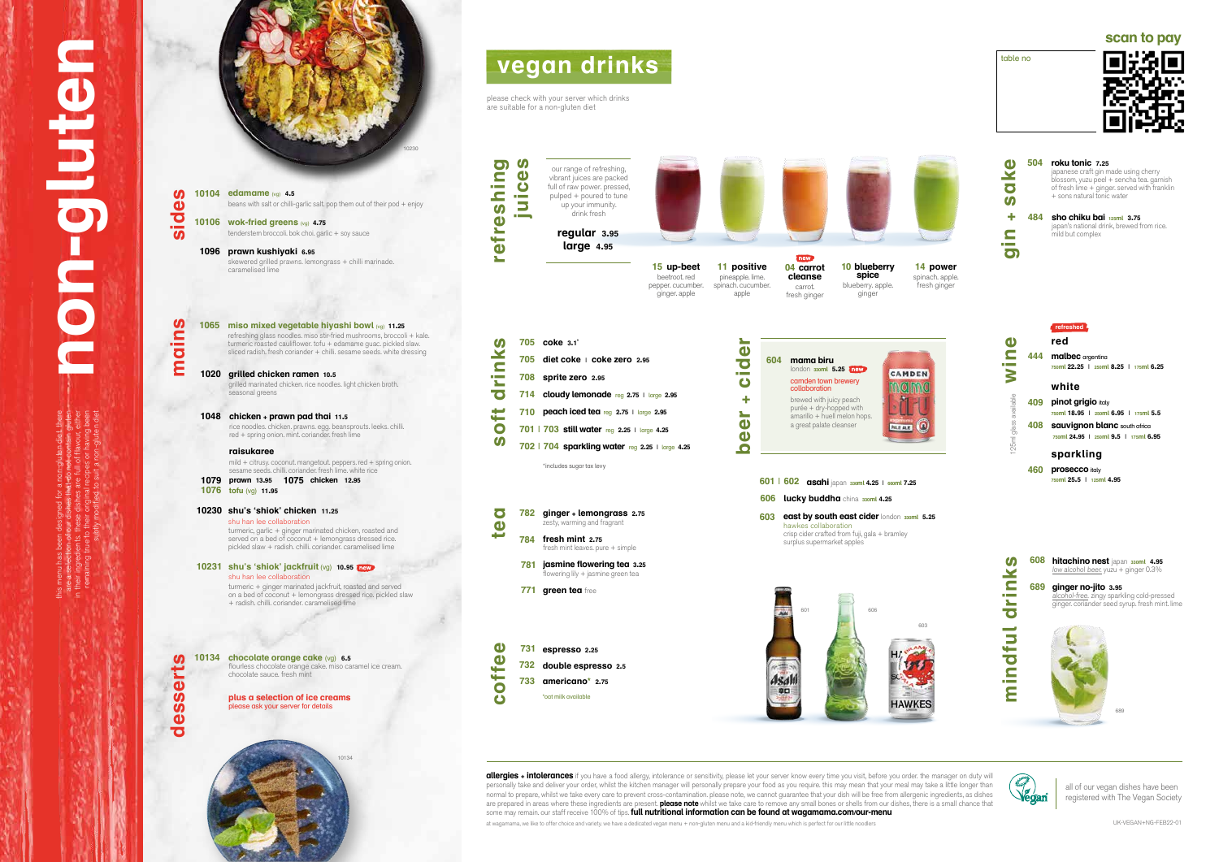# non-gluten

this menu has been designed for a non-gluten diet. there are a selection of our dishes that do not contain gluten in their ingredients. these dishes are full of flavour, either remaining true to their original recipes or having been subtly modified to suit a non-gluten diet

## sides

**10104 edamame** (vg) **4.5**
beans with salt or chilli-garlic salt. pop them out of their pod + enjoy

**10106 wok-fried greens** (vg) **4.75**
tenderstem broccoli. bok choi. garlic + soy sauce

**1096 prawn kushiyaki 6.95**
skewered grilled prawns. lemongrass + chilli marinade. caramelised lime

## mains

**1065 miso mixed vegetable hiyashi bowl** (vg) **11.25**
refreshing glass noodles. miso stir-fried mushrooms, broccoli + kale. turmeric roasted cauliflower. tofu + edamame guac. pickled slaw. sliced radish. fresh coriander + chilli. sesame seeds. white dressing

**1020 grilled chicken ramen 10.5**
grilled marinated chicken. rice noodles. light chicken broth. seasonal greens

**1048 chicken + prawn pad thai 11.5**
rice noodles. chicken. prawns. egg. beansprouts. leeks. chilli. red + spring onion. mint. coriander. fresh lime

**raisukaree**
mild + citrusy. coconut. mangetout. peppers. red + spring onion. sesame seeds. chilli. coriander. fresh lime. white rice
**1079** prawn **13.95** | **1075** chicken **12.95** | **1076** tofu (vg) **11.95**

**10230 shu's 'shiok' chicken 11.25**
shu han lee collaboration
turmeric, garlic + ginger marinated chicken, roasted and served on a bed of coconut + lemongrass dressed rice. pickled slaw + radish. chilli. coriander. caramelised lime

**10231 shu's 'shiok' jackfruit** (vg) **10.95** new
shu han lee collaboration
turmeric + ginger marinated jackfruit, roasted and served on a bed of coconut + lemongrass dressed rice. pickled slaw + radish. chilli. coriander. caramelised lime

## desserts

**10134 chocolate orange cake** (vg) **6.5**
flourless chocolate orange cake. miso caramel ice cream. chocolate sauce. fresh mint

**plus a selection of ice creams**
please ask your server for details

# vegan drinks

please check with your server which drinks are suitable for a non-gluten diet

## refreshing juices

our range of refreshing, vibrant juices are packed full of raw power. pressed, pulped + poured to tune up your immunity. drink fresh

**regular 3.95**
**large 4.95**

- **15 up-beet** — beetroot. red pepper. cucumber. ginger. apple
- **11 positive** — pineapple. lime. spinach. cucumber. apple
- new **04 carrot cleanse** — carrot. fresh ginger
- **10 blueberry spice** — blueberry. apple. ginger
- **14 power** — spinach. apple. fresh ginger

## soft drinks

- **705 coke 3.1***
- **705 diet coke | coke zero 2.95**
- **708 sprite zero 2.95**
- **714 cloudy lemonade** reg **2.75** | large **2.95**
- **710 peach iced tea** reg **2.75** | large **2.95**
- **701 | 703 still water** reg **2.25** | large **4.25**
- **702 | 704 sparkling water** reg **2.25** | large **4.25**

*includes sugar tax levy

## tea

**782 ginger + lemongrass 2.75**
zesty, warming and fragrant

**784 fresh mint 2.75**
fresh mint leaves. pure + simple

**781 jasmine flowering tea 3.25**
flowering lily + jasmine green tea

**771 green tea** free

## coffee

- **731 espresso 2.25**
- **732 double espresso 2.5**
- **733 americano* 2.75**

*oat milk available

## beer + cider

**604 mama biru** london 330ml **5.25** new
camden town brewery collaboration
brewed with juicy peach purée + dry-hopped with amarillo + huell melon hops. a great palate cleanser

**601 | 602 asahi** japan 330ml **4.25** | 660ml **7.25**

**606 lucky buddha** china 330ml **4.25**

**603 east by south east cider** london 330ml **5.25**
hawkes collaboration
crisp cider crafted from fuji, gala + bramley surplus supermarket apples

## gin + sake

**504 roku tonic 7.25**
japanese craft gin made using cherry blossom, yuzu peel + sencha tea. garnish of fresh lime + ginger. served with franklin + sons natural tonic water

**484 sho chiku bai** 125ml **3.75**
japan's national drink, brewed from rice. mild but complex

## wine

125ml glass available

### red
refreshed

**444 malbec** argentina
750ml **22.25** | 250ml **8.25** | 175ml **6.25**

### white

**409 pinot grigio** italy
750ml **18.95** | 250ml **6.95** | 175ml **5.5**

**408 sauvignon blanc** south africa
750ml **24.95** | 250ml **9.5** | 175ml **6.95**

### sparkling

**460 prosecco** italy
750ml **25.5** | 125ml **4.95**

## mindful drinks

**608 hitachino nest** japan 330ml **4.95**
low alcohol beer. yuzu + ginger 0.3%

**689 ginger no-jito 3.95**
alcohol-free. zingy sparkling cold-pressed ginger. coriander seed syrup. fresh mint. lime

scan to pay

table no

**allergies + intolerances** if you have a food allergy, intolerance or sensitivity, please let your server know every time you visit, before you order. the manager on duty will personally take and deliver your order, whilst the kitchen manager will personally prepare your food as you require. this may mean that your meal may take a little longer than normal to prepare. whilst we take every care to prevent cross-contamination, please note, we cannot guarantee that your dish will be free from allergenic ingredients, as dishes are prepared in areas where these ingredients are present. **please note** whilst we take care to remove any small bones or shells from our dishes, there is a small chance that some may remain. our staff receive 100% of tips. **full nutritional information can be found at wagamama.com/our-menu**

at wagamama, we like to offer choice and variety. we have a dedicated vegan menu + non-gluten menu and a kid-friendly menu which is perfect for our little noodlers

all of our vegan dishes have been registered with The Vegan Society

UK-VEGAN+NG-FEB22-01